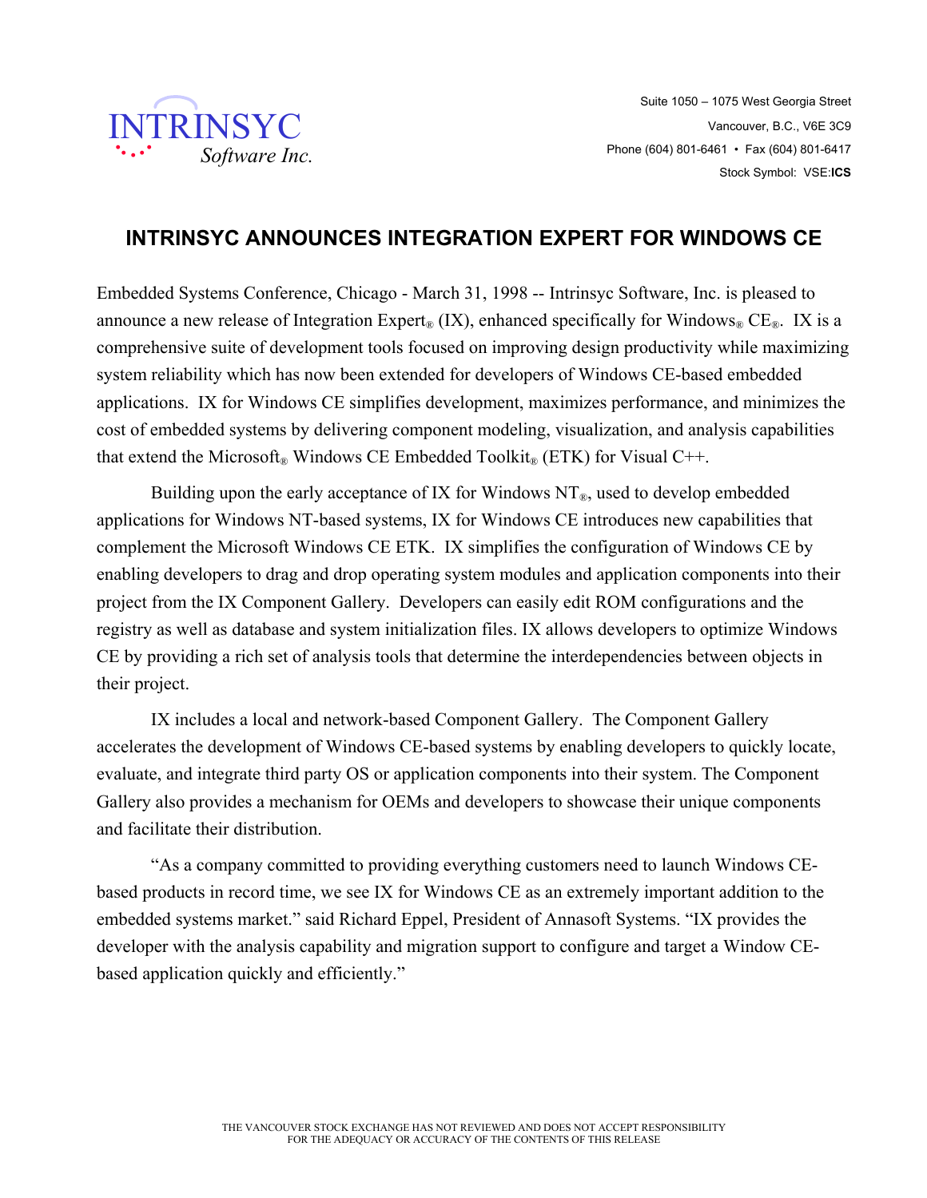INTRINSYC Software Inc.

Suite 1050 – 1075 West Georgia Street
Vancouver, B.C., V6E 3C9
Phone (604) 801-6461 • Fax (604) 801-6417
Stock Symbol: VSE:**ICS**

# INTRINSYC ANNOUNCES INTEGRATION EXPERT FOR WINDOWS CE

Embedded Systems Conference, Chicago - March 31, 1998 -- Intrinsyc Software, Inc. is pleased to announce a new release of Integration Expert® (IX), enhanced specifically for Windows® CE®. IX is a comprehensive suite of development tools focused on improving design productivity while maximizing system reliability which has now been extended for developers of Windows CE-based embedded applications. IX for Windows CE simplifies development, maximizes performance, and minimizes the cost of embedded systems by delivering component modeling, visualization, and analysis capabilities that extend the Microsoft® Windows CE Embedded Toolkit® (ETK) for Visual C++.

Building upon the early acceptance of IX for Windows NT®, used to develop embedded applications for Windows NT-based systems, IX for Windows CE introduces new capabilities that complement the Microsoft Windows CE ETK. IX simplifies the configuration of Windows CE by enabling developers to drag and drop operating system modules and application components into their project from the IX Component Gallery. Developers can easily edit ROM configurations and the registry as well as database and system initialization files. IX allows developers to optimize Windows CE by providing a rich set of analysis tools that determine the interdependencies between objects in their project.

IX includes a local and network-based Component Gallery. The Component Gallery accelerates the development of Windows CE-based systems by enabling developers to quickly locate, evaluate, and integrate third party OS or application components into their system. The Component Gallery also provides a mechanism for OEMs and developers to showcase their unique components and facilitate their distribution.

"As a company committed to providing everything customers need to launch Windows CE-based products in record time, we see IX for Windows CE as an extremely important addition to the embedded systems market." said Richard Eppel, President of Annasoft Systems. "IX provides the developer with the analysis capability and migration support to configure and target a Window CE-based application quickly and efficiently."

THE VANCOUVER STOCK EXCHANGE HAS NOT REVIEWED AND DOES NOT ACCEPT RESPONSIBILITY FOR THE ADEQUACY OR ACCURACY OF THE CONTENTS OF THIS RELEASE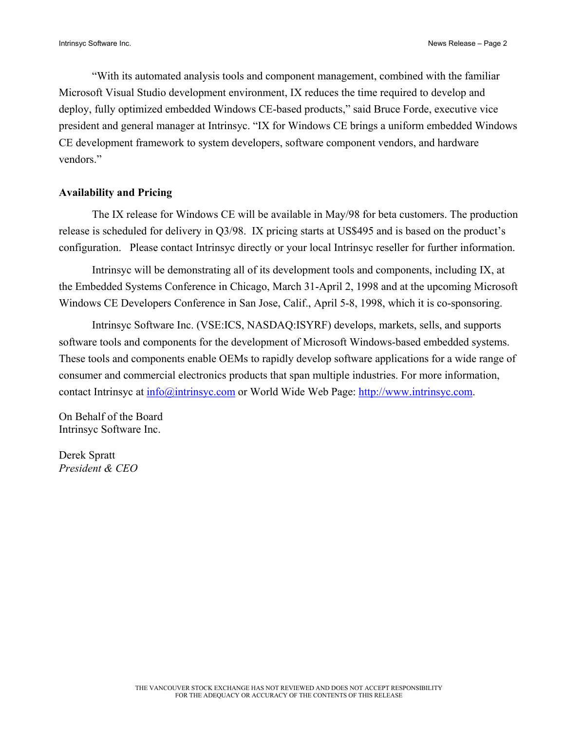"With its automated analysis tools and component management, combined with the familiar Microsoft Visual Studio development environment, IX reduces the time required to develop and deploy, fully optimized embedded Windows CE-based products," said Bruce Forde, executive vice president and general manager at Intrinsyc. "IX for Windows CE brings a uniform embedded Windows CE development framework to system developers, software component vendors, and hardware vendors."

**Availability and Pricing**

The IX release for Windows CE will be available in May/98 for beta customers. The production release is scheduled for delivery in Q3/98. IX pricing starts at US$495 and is based on the product's configuration. Please contact Intrinsyc directly or your local Intrinsyc reseller for further information.

Intrinsyc will be demonstrating all of its development tools and components, including IX, at the Embedded Systems Conference in Chicago, March 31-April 2, 1998 and at the upcoming Microsoft Windows CE Developers Conference in San Jose, Calif., April 5-8, 1998, which it is co-sponsoring.

Intrinsyc Software Inc. (VSE:ICS, NASDAQ:ISYRF) develops, markets, sells, and supports software tools and components for the development of Microsoft Windows-based embedded systems. These tools and components enable OEMs to rapidly develop software applications for a wide range of consumer and commercial electronics products that span multiple industries. For more information, contact Intrinsyc at info@intrinsyc.com or World Wide Web Page: http://www.intrinsyc.com.

On Behalf of the Board
Intrinsyc Software Inc.

Derek Spratt
*President & CEO*

THE VANCOUVER STOCK EXCHANGE HAS NOT REVIEWED AND DOES NOT ACCEPT RESPONSIBILITY FOR THE ADEQUACY OR ACCURACY OF THE CONTENTS OF THIS RELEASE